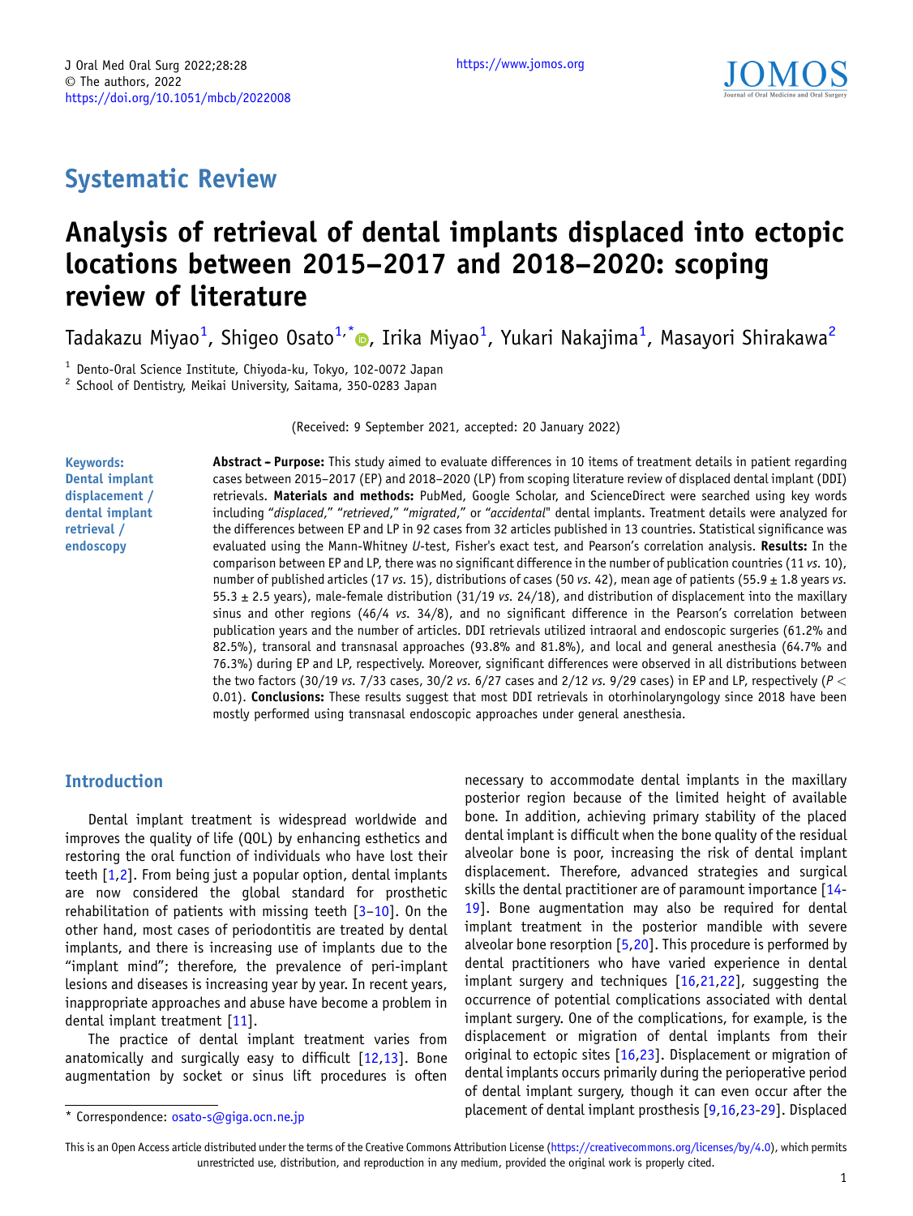J Oral Med Oral Surg 2022;28:28
© The authors, 2022
https://doi.org/10.1051/mbcb/2022008

https://www.jomos.org

## Systematic Review

# Analysis of retrieval of dental implants displaced into ectopic locations between 2015–2017 and 2018–2020: scoping review of literature

Tadakazu Miyao[1], Shigeo Osato[1,*], Irika Miyao[1], Yukari Nakajima[1], Masayori Shirakawa[2]

[1] Dento-Oral Science Institute, Chiyoda-ku, Tokyo, 102-0072 Japan
[2] School of Dentistry, Meikai University, Saitama, 350-0283 Japan

(Received: 9 September 2021, accepted: 20 January 2022)

**Keywords:** **Dental implant displacement / dental implant retrieval / endoscopy**

**Abstract – Purpose:** This study aimed to evaluate differences in 10 items of treatment details in patient regarding cases between 2015–2017 (EP) and 2018–2020 (LP) from scoping literature review of displaced dental implant (DDI) retrievals. **Materials and methods:** PubMed, Google Scholar, and ScienceDirect were searched using key words including "*displaced*," "*retrieved*," "*migrated*," or "*accidental*" dental implants. Treatment details were analyzed for the differences between EP and LP in 92 cases from 32 articles published in 13 countries. Statistical significance was evaluated using the Mann-Whitney *U*-test, Fisher's exact test, and Pearson's correlation analysis. **Results:** In the comparison between EP and LP, there was no significant difference in the number of publication countries (11 *vs.* 10), number of published articles (17 *vs.* 15), distributions of cases (50 *vs.* 42), mean age of patients (55.9 ± 1.8 years *vs.* 55.3 ± 2.5 years), male-female distribution (31/19 *vs.* 24/18), and distribution of displacement into the maxillary sinus and other regions (46/4 *vs.* 34/8), and no significant difference in the Pearson's correlation between publication years and the number of articles. DDI retrievals utilized intraoral and endoscopic surgeries (61.2% and 82.5%), transoral and transnasal approaches (93.8% and 81.8%), and local and general anesthesia (64.7% and 76.3%) during EP and LP, respectively. Moreover, significant differences were observed in all distributions between the two factors (30/19 *vs.* 7/33 cases, 30/2 *vs.* 6/27 cases and 2/12 *vs.* 9/29 cases) in EP and LP, respectively ($P < 0.01$). **Conclusions:** These results suggest that most DDI retrievals in otorhinolaryngology since 2018 have been mostly performed using transnasal endoscopic approaches under general anesthesia.

## Introduction

Dental implant treatment is widespread worldwide and improves the quality of life (QOL) by enhancing esthetics and restoring the oral function of individuals who have lost their teeth [1,2]. From being just a popular option, dental implants are now considered the global standard for prosthetic rehabilitation of patients with missing teeth [3–10]. On the other hand, most cases of periodontitis are treated by dental implants, and there is increasing use of implants due to the "implant mind"; therefore, the prevalence of peri-implant lesions and diseases is increasing year by year. In recent years, inappropriate approaches and abuse have become a problem in dental implant treatment [11].

The practice of dental implant treatment varies from anatomically and surgically easy to difficult [12,13]. Bone augmentation by socket or sinus lift procedures is often necessary to accommodate dental implants in the maxillary posterior region because of the limited height of available bone. In addition, achieving primary stability of the placed dental implant is difficult when the bone quality of the residual alveolar bone is poor, increasing the risk of dental implant displacement. Therefore, advanced strategies and surgical skills the dental practitioner are of paramount importance [14-19]. Bone augmentation may also be required for dental implant treatment in the posterior mandible with severe alveolar bone resorption [5,20]. This procedure is performed by dental practitioners who have varied experience in dental implant surgery and techniques [16,21,22], suggesting the occurrence of potential complications associated with dental implant surgery. One of the complications, for example, is the displacement or migration of dental implants from their original to ectopic sites [16,23]. Displacement or migration of dental implants occurs primarily during the perioperative period of dental implant surgery, though it can even occur after the placement of dental implant prosthesis [9,16,23-29]. Displaced

\* Correspondence: osato-s@giga.ocn.ne.jp

This is an Open Access article distributed under the terms of the Creative Commons Attribution License (https://creativecommons.org/licenses/by/4.0), which permits unrestricted use, distribution, and reproduction in any medium, provided the original work is properly cited.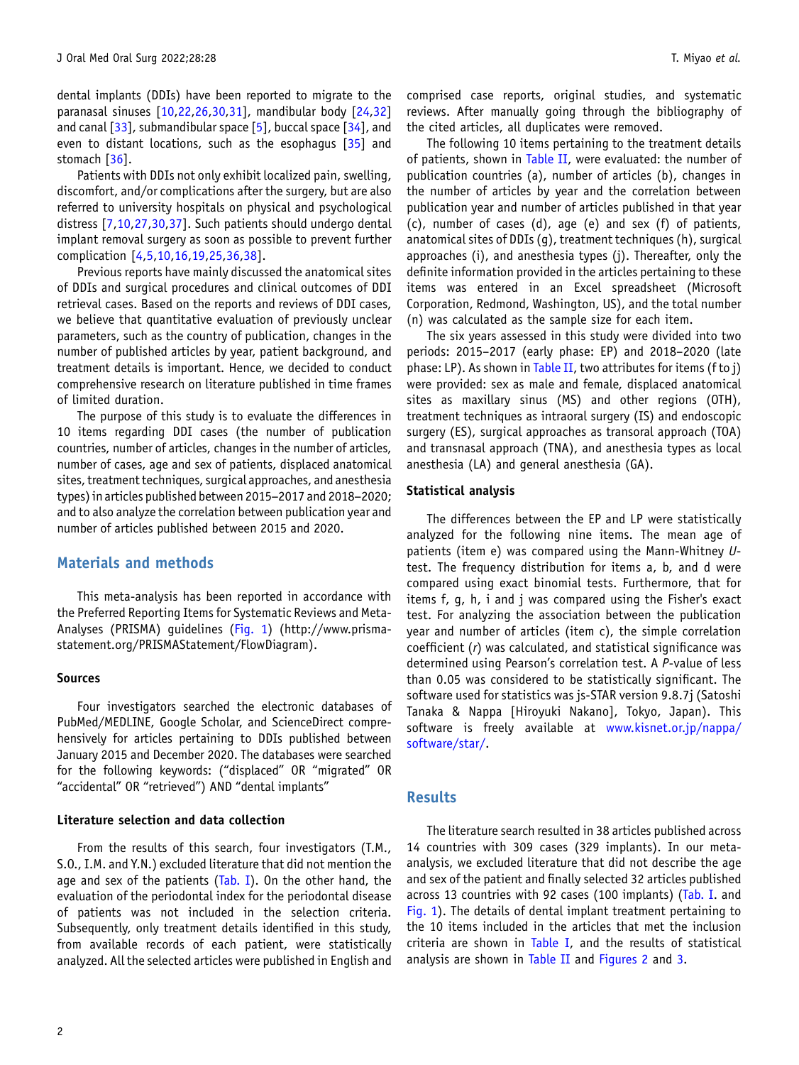dental implants (DDIs) have been reported to migrate to the paranasal sinuses [10,22,26,30,31], mandibular body [24,32] and canal [33], submandibular space [5], buccal space [34], and even to distant locations, such as the esophagus [35] and stomach [36].

Patients with DDIs not only exhibit localized pain, swelling, discomfort, and/or complications after the surgery, but are also referred to university hospitals on physical and psychological distress [7,10,27,30,37]. Such patients should undergo dental implant removal surgery as soon as possible to prevent further complication [4,5,10,16,19,25,36,38].

Previous reports have mainly discussed the anatomical sites of DDIs and surgical procedures and clinical outcomes of DDI retrieval cases. Based on the reports and reviews of DDI cases, we believe that quantitative evaluation of previously unclear parameters, such as the country of publication, changes in the number of published articles by year, patient background, and treatment details is important. Hence, we decided to conduct comprehensive research on literature published in time frames of limited duration.

The purpose of this study is to evaluate the differences in 10 items regarding DDI cases (the number of publication countries, number of articles, changes in the number of articles, number of cases, age and sex of patients, displaced anatomical sites, treatment techniques, surgical approaches, and anesthesia types) in articles published between 2015–2017 and 2018–2020; and to also analyze the correlation between publication year and number of articles published between 2015 and 2020.

## Materials and methods

This meta-analysis has been reported in accordance with the Preferred Reporting Items for Systematic Reviews and Meta-Analyses (PRISMA) guidelines (Fig. 1) (http://www.prisma-statement.org/PRISMAStatement/FlowDiagram).

### Sources

Four investigators searched the electronic databases of PubMed/MEDLINE, Google Scholar, and ScienceDirect comprehensively for articles pertaining to DDIs published between January 2015 and December 2020. The databases were searched for the following keywords: ("displaced" OR "migrated" OR "accidental" OR "retrieved") AND "dental implants"

### Literature selection and data collection

From the results of this search, four investigators (T.M., S.O., I.M. and Y.N.) excluded literature that did not mention the age and sex of the patients (Tab. I). On the other hand, the evaluation of the periodontal index for the periodontal disease of patients was not included in the selection criteria. Subsequently, only treatment details identified in this study, from available records of each patient, were statistically analyzed. All the selected articles were published in English and comprised case reports, original studies, and systematic reviews. After manually going through the bibliography of the cited articles, all duplicates were removed.

The following 10 items pertaining to the treatment details of patients, shown in Table II, were evaluated: the number of publication countries (a), number of articles (b), changes in the number of articles by year and the correlation between publication year and number of articles published in that year (c), number of cases (d), age (e) and sex (f) of patients, anatomical sites of DDIs (g), treatment techniques (h), surgical approaches (i), and anesthesia types (j). Thereafter, only the definite information provided in the articles pertaining to these items was entered in an Excel spreadsheet (Microsoft Corporation, Redmond, Washington, US), and the total number (n) was calculated as the sample size for each item.

The six years assessed in this study were divided into two periods: 2015–2017 (early phase: EP) and 2018–2020 (late phase: LP). As shown in Table II, two attributes for items (f to j) were provided: sex as male and female, displaced anatomical sites as maxillary sinus (MS) and other regions (OTH), treatment techniques as intraoral surgery (IS) and endoscopic surgery (ES), surgical approaches as transoral approach (TOA) and transnasal approach (TNA), and anesthesia types as local anesthesia (LA) and general anesthesia (GA).

### Statistical analysis

The differences between the EP and LP were statistically analyzed for the following nine items. The mean age of patients (item e) was compared using the Mann-Whitney *U*-test. The frequency distribution for items a, b, and d were compared using exact binomial tests. Furthermore, that for items f, g, h, i and j was compared using the Fisher's exact test. For analyzing the association between the publication year and number of articles (item c), the simple correlation coefficient ($r$) was calculated, and statistical significance was determined using Pearson's correlation test. A $P$-value of less than 0.05 was considered to be statistically significant. The software used for statistics was js-STAR version 9.8.7j (Satoshi Tanaka & Nappa [Hiroyuki Nakano], Tokyo, Japan). This software is freely available at www.kisnet.or.jp/nappa/software/star/.

## Results

The literature search resulted in 38 articles published across 14 countries with 309 cases (329 implants). In our meta-analysis, we excluded literature that did not describe the age and sex of the patient and finally selected 32 articles published across 13 countries with 92 cases (100 implants) (Tab. I. and Fig. 1). The details of dental implant treatment pertaining to the 10 items included in the articles that met the inclusion criteria are shown in Table I, and the results of statistical analysis are shown in Table II and Figures 2 and 3.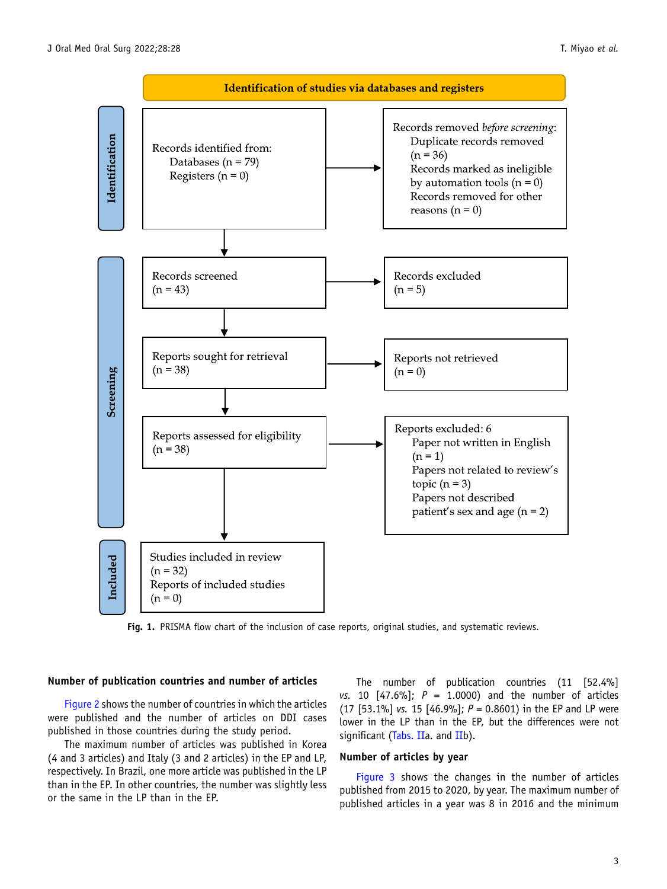Identification of studies via databases and registers

**Identification**

Records identified from:
Databases (n = 79)
Registers (n = 0)

Records removed *before screening*:
Duplicate records removed (n = 36)
Records marked as ineligible by automation tools (n = 0)
Records removed for other reasons (n = 0)

**Screening**

Records screened (n = 43)

Records excluded (n = 5)

Reports sought for retrieval (n = 38)

Reports not retrieved (n = 0)

Reports assessed for eligibility (n = 38)

Reports excluded: 6
Paper not written in English (n = 1)
Papers not related to review's topic (n = 3)
Papers not described patient's sex and age (n = 2)

**Included**

Studies included in review (n = 32)
Reports of included studies (n = 0)

**Fig. 1.** PRISMA flow chart of the inclusion of case reports, original studies, and systematic reviews.

### Number of publication countries and number of articles

Figure 2 shows the number of countries in which the articles were published and the number of articles on DDI cases published in those countries during the study period.

The maximum number of articles was published in Korea (4 and 3 articles) and Italy (3 and 2 articles) in the EP and LP, respectively. In Brazil, one more article was published in the LP than in the EP. In other countries, the number was slightly less or the same in the LP than in the EP.

The number of publication countries (11 [52.4%] *vs.* 10 [47.6%]; $P = 1.0000$) and the number of articles (17 [53.1%] *vs.* 15 [46.9%]; $P = 0.8601$) in the EP and LP were lower in the LP than in the EP, but the differences were not significant (Tabs. IIa. and IIb).

### Number of articles by year

Figure 3 shows the changes in the number of articles published from 2015 to 2020, by year. The maximum number of published articles in a year was 8 in 2016 and the minimum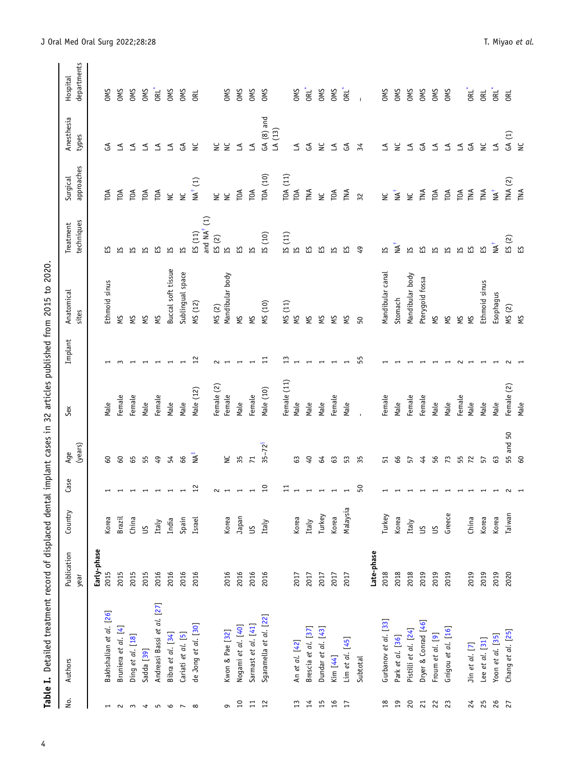**Table I.** Detailed treatment record of displaced dental implant cases in 32 articles published from 2015 to 2020.

| No. | Authors | Publication year | Country | Case | Age (years) | Sex | Implant | Anatomical sites | Treatment techniques | Surgical approaches | Anesthesia types | Hospital departments |
|---|---|---|---|---|---|---|---|---|---|---|---|---|
| | | **Early-phase** | | | | | | | | | | |
| 1 | Bakhshalian *et al.* [26] | 2015 | Korea | 1 | 60 | Male | 1 | Ethmoid sinus | ES | TOA | GA | OMS |
| 2 | Bruniera *et al.* [4] | 2015 | Brazil | 1 | 60 | Female | 3 | MS | IS | TOA | LA | OMS |
| 3 | Ding *et al.* [18] | 2015 | China | 1 | 65 | Female | 1 | MS | IS | TOA | LA | OMS |
| 4 | Sadda [39] | 2015 | US | 1 | 55 | Male | 1 | MS | IS | TOA | LA | OMS |
| 5 | Andreasi Bassi *et al.* [27] | 2016 | Italy | 1 | 49 | Female | 1 | MS | ES | TOA | LA | ORL* |
| 6 | Bibra *et al.* [34] | 2016 | India | 1 | 54 | Male | 1 | Buccal soft tissue | IS | NC | LA | OMS |
| 7 | Cariati *et al.* [5] | 2016 | Spain | 1 | 66 | Male | 1 | Sublingual space | IS | NC | GA | OMS |
| 8 | de Jong *et al.* [30] | 2016 | Israel | 12 | NA‡ | Male (12) | 12 | MS (12) | ES (11) and NA† (1) | NA† (1) | NC | ORL |
| | | | | 2 | | Female (2) | 2 | MS (2) | ES (2) | NC | NC | |
| 9 | Kwon & Pae [32] | 2016 | Korea | 1 | NC | Female | 1 | Mandibular body | IS | NC | NC | OMS |
| 10 | Nogami *et al.* [40] | 2016 | Japan | 1 | 35 | Male | 1 | MS | ES | TOA | LA | OMS |
| 11 | Sarmast *et al.* [41] | 2016 | US | 1 | 71 | Female | 1 | MS | IS | TOA | LA | OMS |
| 12 | Sgaramella *et al.* [22] | 2016 | Italy | 10 | 35–72§ | Male (10) | 11 | MS (10) | IS (10) | TOA (10) | GA (8) and LA (13) | OMS |
| | | | | 11 | | Female (11) | 13 | MS (11) | IS (11) | TOA (11) | | |
| 13 | An *et al.* [42] | 2017 | Korea | 1 | 63 | Male | 1 | MS | IS | TOA | LA | OMS |
| 14 | Brescia *et al.* [37] | 2017 | Italy | 1 | 40 | Male | 1 | MS | ES | TNA | GA | ORL* |
| 15 | Dundar *et al.* [43] | 2017 | Turkey | 1 | 64 | Male | 1 | MS | ES | NC | NC | OMS |
| 16 | Kim [44] | 2017 | Korea | 1 | 63 | Female | 1 | MS | IS | TOA | LA | OMS |
| 17 | Lim *et al.* [45] | 2017 | Malaysia | 1 | 53 | Male | 1 | MS | ES | TNA | GA | ORL* |
| | Subtotal | | | 50 | 35 | - | 55 | 50 | 49 | 32 | 34 | - |
| | | **Late-phase** | | | | | | | | | | |
| 18 | Gurbanov *et al.* [33] | 2018 | Turkey | 1 | 51 | Female | 1 | Mandibular canal | IS | NC | LA | OMS |
| 19 | Park *et al.* [36] | 2018 | Korea | 1 | 66 | Male | 1 | Stomach | NA† | NA† | NC | OMS |
| 20 | Pistilli *et al.* [24] | 2018 | Italy | 1 | 57 | Female | 1 | Mandibular body | IS | NC | LA | OMS |
| 21 | Dryer & Conrad [46] | 2019 | US | 1 | 44 | Female | 1 | Pterygoid fossa | ES | TNA | GA | OMS |
| 22 | Froum *et al.* [9] | 2019 | US | 1 | 56 | Male | 1 | MS | IS | TOA | LA | OMS |
| 23 | Gnigou *et al.* [16] | 2019 | Greece | 1 | 73 | Male | 1 | MS | IS | TOA | LA | OMS |
| | | | | 1 | 55 | Female | 2 | MS | IS | TOA | LA | |
| 24 | Jin *et al.* [7] | 2019 | China | 1 | 72 | Male | 1 | MS | ES | TNA | GA | ORL* |
| 25 | Lee *et al.* [31] | 2019 | Korea | 1 | 57 | Male | 1 | Ethmoid sinus | ES | TNA | NC | ORL |
| 26 | Yoon *et al.* [35] | 2019 | Korea | 1 | 63 | Male | 1 | Esophagus | NA† | NA† | LA | ORL* |
| 27 | Chang *et al.* [25] | 2020 | Taiwan | 2 | 55 and 50 | Female (2) | 2 | MS (2) | ES (2) | TNA (2) | GA (1) | ORL |
| | | | | 1 | 60 | Male | 1 | MS | ES | TNA | NC | |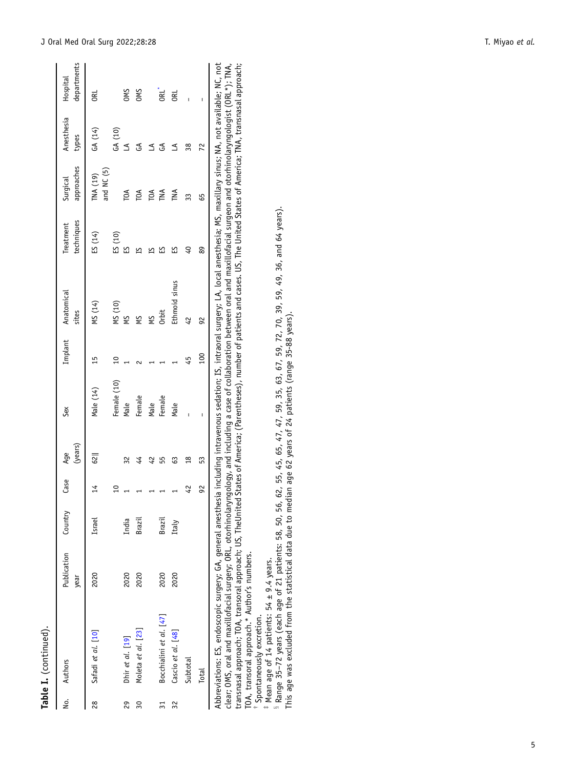**Table I.** (continued).

| No. | Authors | Publication year | Country | Case | Age (years) | Sex | Implant | Anatomical sites | Treatment techniques | Surgical approaches | Anesthesia types | Hospital departments |
|---|---|---|---|---|---|---|---|---|---|---|---|---|
| 28 | Safadi *et al.* [10] | 2020 | Israel | 14 | 62‖ | Male (14) | 15 | MS (14) | ES (14) | TNA (19) and NC (5) | GA (14) | ORL |
| | | | | 10 | | Female (10) | 10 | MS (10) | ES (10) | | GA (10) | |
| 29 | Dhir *et al.* [19] | 2020 | India | 1 | 32 | Male | 1 | MS | ES | TOA | LA | OMS |
| 30 | Moleta *et al.* [23] | 2020 | Brazil | 1 | 44 | Female | 2 | MS | IS | TOA | GA | OMS |
| | | | | 1 | 42 | Male | 1 | MS | IS | TOA | LA | |
| 31 | Bocchialini *et al.* [47] | 2020 | Brazil | 1 | 55 | Female | 1 | Orbit | ES | TNA | GA | ORL* |
| 32 | Cascio *et al.* [48] | 2020 | Italy | 1 | 63 | Male | 1 | Ethmoid sinus | ES | TNA | LA | ORL |
| | Subtotal | | | 42 | 18 | – | 45 | 42 | 40 | 33 | 38 | – |
| | Total | | | 92 | 53 | – | 100 | 92 | 89 | 65 | 72 | – |

Abbreviations: ES, endoscopic surgery; GA, general anesthesia including intravenous sedation; IS, intraoral surgery; LA, local anesthesia; MS, maxillary sinus; NA, not available; NC, not clear; OMS, oral and maxillofacial surgery; ORL, otorhinolaryngology, and including a case of collaboration between oral and maxillofacial surgeon and otorhinolaryngologist (ORL*); TNA, transnasal approach; TOA, transoral approach; US, TheUnited States of America; (Parentheses), number of patients and cases. US, The United States of America; TNA, transnasal approach; TOA, transoral approach.* Author's numbers.

† Spontaneously excretion.

‡ Mean age of 14 patients: 54 ± 9.4 years.

§ Range 35–72 years (each age of 21 patients: 58, 50, 56, 62, 55, 45, 65, 47, 47, 59, 35, 63, 67, 59, 72, 70, 39, 59, 49, 36, and 64 years).

‖ This age was excluded from the statistical data due to median age 62 years of 24 patients (range 35-88 years).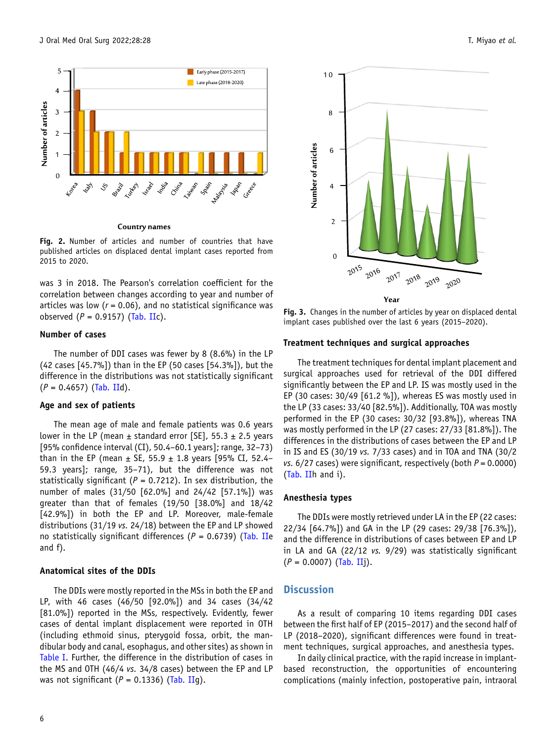Fig. 2. Number of articles and number of countries that have published articles on displaced dental implant cases reported from 2015 to 2020.

was 3 in 2018. The Pearson's correlation coefficient for the correlation between changes according to year and number of articles was low ($r = 0.06$), and no statistical significance was observed ($P = 0.9157$) (Tab. IIc).

### Number of cases

The number of DDI cases was fewer by 8 (8.6%) in the LP (42 cases [45.7%]) than in the EP (50 cases [54.3%]), but the difference in the distributions was not statistically significant ($P = 0.4657$) (Tab. IId).

### Age and sex of patients

The mean age of male and female patients was 0.6 years lower in the LP (mean ± standard error [SE], 55.3 ± 2.5 years [95% confidence interval (CI), 50.4–60.1 years]; range, 32–73) than in the EP (mean ± SE, 55.9 ± 1.8 years [95% CI, 52.4–59.3 years]; range, 35–71), but the difference was not statistically significant ($P = 0.7212$). In sex distribution, the number of males (31/50 [62.0%] and 24/42 [57.1%]) was greater than that of females (19/50 [38.0%] and 18/42 [42.9%]) in both the EP and LP. Moreover, male-female distributions (31/19 *vs.* 24/18) between the EP and LP showed no statistically significant differences ($P = 0.6739$) (Tab. IIe and f).

### Anatomical sites of the DDIs

The DDIs were mostly reported in the MSs in both the EP and LP, with 46 cases (46/50 [92.0%]) and 34 cases (34/42 [81.0%]) reported in the MSs, respectively. Evidently, fewer cases of dental implant displacement were reported in OTH (including ethmoid sinus, pterygoid fossa, orbit, the mandibular body and canal, esophagus, and other sites) as shown in Table I. Further, the difference in the distribution of cases in the MS and OTH (46/4 *vs.* 34/8 cases) between the EP and LP was not significant ($P = 0.1336$) (Tab. IIg).

Fig. 3. Changes in the number of articles by year on displaced dental implant cases published over the last 6 years (2015–2020).

### Treatment techniques and surgical approaches

The treatment techniques for dental implant placement and surgical approaches used for retrieval of the DDI differed significantly between the EP and LP. IS was mostly used in the EP (30 cases: 30/49 [61.2 %]), whereas ES was mostly used in the LP (33 cases: 33/40 [82.5%]). Additionally, TOA was mostly performed in the EP (30 cases: 30/32 [93.8%]), whereas TNA was mostly performed in the LP (27 cases: 27/33 [81.8%]). The differences in the distributions of cases between the EP and LP in IS and ES (30/19 *vs.* 7/33 cases) and in TOA and TNA (30/2 *vs.* 6/27 cases) were significant, respectively (both $P = 0.0000$) (Tab. IIh and i).

### Anesthesia types

The DDIs were mostly retrieved under LA in the EP (22 cases: 22/34 [64.7%]) and GA in the LP (29 cases: 29/38 [76.3%]), and the difference in distributions of cases between EP and LP in LA and GA (22/12 *vs.* 9/29) was statistically significant ($P = 0.0007$) (Tab. IIj).

## Discussion

As a result of comparing 10 items regarding DDI cases between the first half of EP (2015–2017) and the second half of LP (2018–2020), significant differences were found in treatment techniques, surgical approaches, and anesthesia types.

In daily clinical practice, with the rapid increase in implant-based reconstruction, the opportunities of encountering complications (mainly infection, postoperative pain, intraoral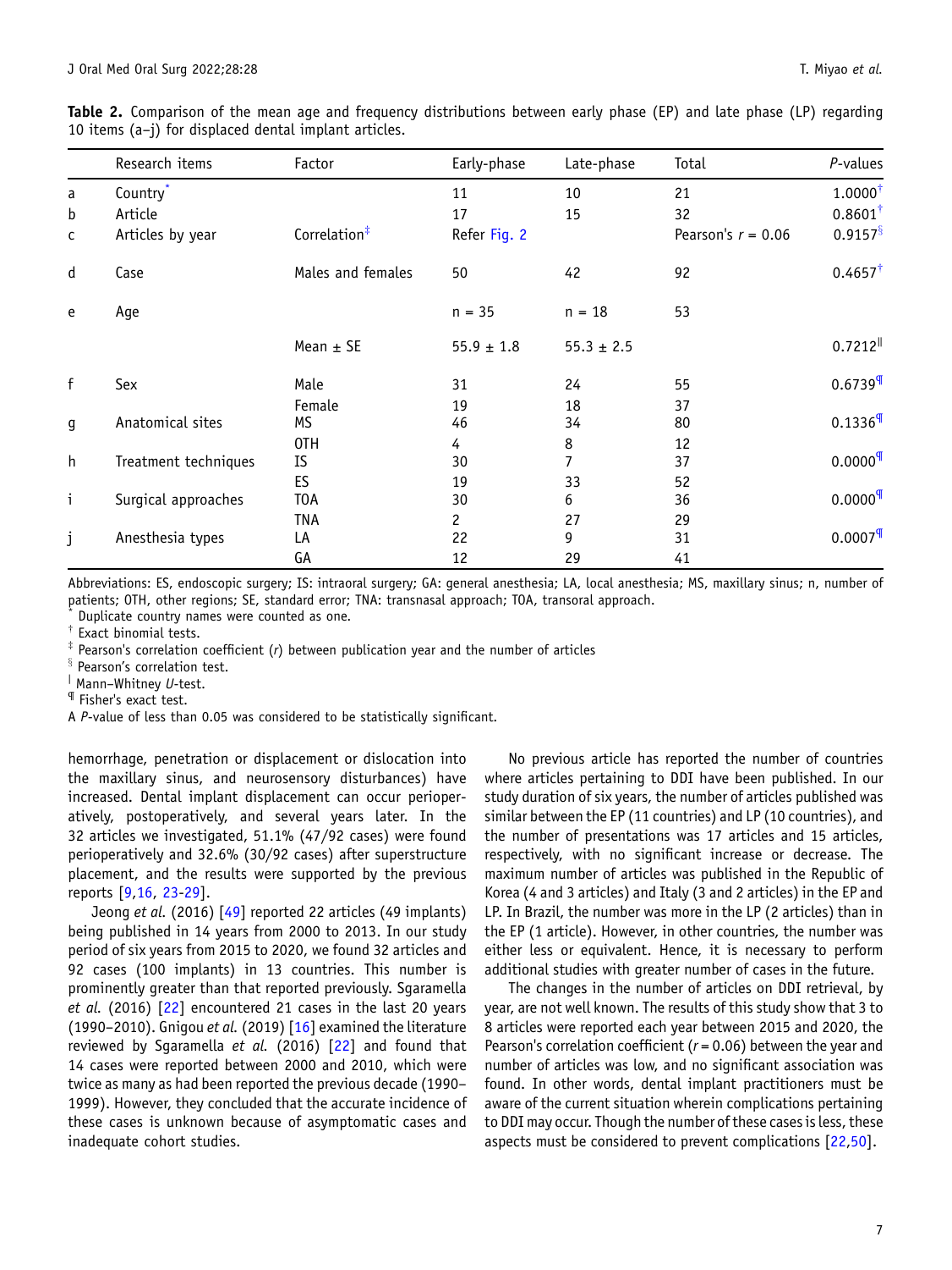**Table 2.** Comparison of the mean age and frequency distributions between early phase (EP) and late phase (LP) regarding 10 items (a–j) for displaced dental implant articles.

| | Research items | Factor | Early-phase | Late-phase | Total | *P*-values |
|---|---|---|---|---|---|---|
| a | Country[*] | | 11 | 10 | 21 | 1.0000[†] |
| b | Article | | 17 | 15 | 32 | 0.8601[†] |
| c | Articles by year | Correlation[‡] | Refer Fig. 2 | | Pearson's $r = 0.06$ | 0.9157[§] |
| d | Case | Males and females | 50 | 42 | 92 | 0.4657[†] |
| e | Age | | n = 35 | n = 18 | 53 | |
| | | Mean ± SE | 55.9 ± 1.8 | 55.3 ± 2.5 | | 0.7212[‖] |
| f | Sex | Male | 31 | 24 | 55 | 0.6739[¶] |
| | | Female | 19 | 18 | 37 | |
| g | Anatomical sites | MS | 46 | 34 | 80 | 0.1336[¶] |
| | | OTH | 4 | 8 | 12 | |
| h | Treatment techniques | IS | 30 | 7 | 37 | 0.0000[¶] |
| | | ES | 19 | 33 | 52 | |
| i | Surgical approaches | TOA | 30 | 6 | 36 | 0.0000[¶] |
| | | TNA | 2 | 27 | 29 | |
| j | Anesthesia types | LA | 22 | 9 | 31 | 0.0007[¶] |
| | | GA | 12 | 29 | 41 | |

Abbreviations: ES, endoscopic surgery; IS: intraoral surgery; GA: general anesthesia; LA, local anesthesia; MS, maxillary sinus; n, number of patients; OTH, other regions; SE, standard error; TNA: transnasal approach; TOA, transoral approach.

[*] Duplicate country names were counted as one.

[†] Exact binomial tests.

[‡] Pearson's correlation coefficient (*r*) between publication year and the number of articles

[§] Pearson's correlation test.

[‖] Mann–Whitney *U*-test.

[¶] Fisher's exact test.

A *P*-value of less than 0.05 was considered to be statistically significant.

hemorrhage, penetration or displacement or dislocation into the maxillary sinus, and neurosensory disturbances) have increased. Dental implant displacement can occur perioperatively, postoperatively, and several years later. In the 32 articles we investigated, 51.1% (47/92 cases) were found perioperatively and 32.6% (30/92 cases) after superstructure placement, and the results were supported by the previous reports [9,16, 23-29].

Jeong *et al.* (2016) [49] reported 22 articles (49 implants) being published in 14 years from 2000 to 2013. In our study period of six years from 2015 to 2020, we found 32 articles and 92 cases (100 implants) in 13 countries. This number is prominently greater than that reported previously. Sgaramella *et al.* (2016) [22] encountered 21 cases in the last 20 years (1990–2010). Gnigou *et al.* (2019) [16] examined the literature reviewed by Sgaramella *et al.* (2016) [22] and found that 14 cases were reported between 2000 and 2010, which were twice as many as had been reported the previous decade (1990–1999). However, they concluded that the accurate incidence of these cases is unknown because of asymptomatic cases and inadequate cohort studies.

No previous article has reported the number of countries where articles pertaining to DDI have been published. In our study duration of six years, the number of articles published was similar between the EP (11 countries) and LP (10 countries), and the number of presentations was 17 articles and 15 articles, respectively, with no significant increase or decrease. The maximum number of articles was published in the Republic of Korea (4 and 3 articles) and Italy (3 and 2 articles) in the EP and LP. In Brazil, the number was more in the LP (2 articles) than in the EP (1 article). However, in other countries, the number was either less or equivalent. Hence, it is necessary to perform additional studies with greater number of cases in the future.

The changes in the number of articles on DDI retrieval, by year, are not well known. The results of this study show that 3 to 8 articles were reported each year between 2015 and 2020, the Pearson's correlation coefficient ($r = 0.06$) between the year and number of articles was low, and no significant association was found. In other words, dental implant practitioners must be aware of the current situation wherein complications pertaining to DDI may occur. Though the number of these cases is less, these aspects must be considered to prevent complications [22,50].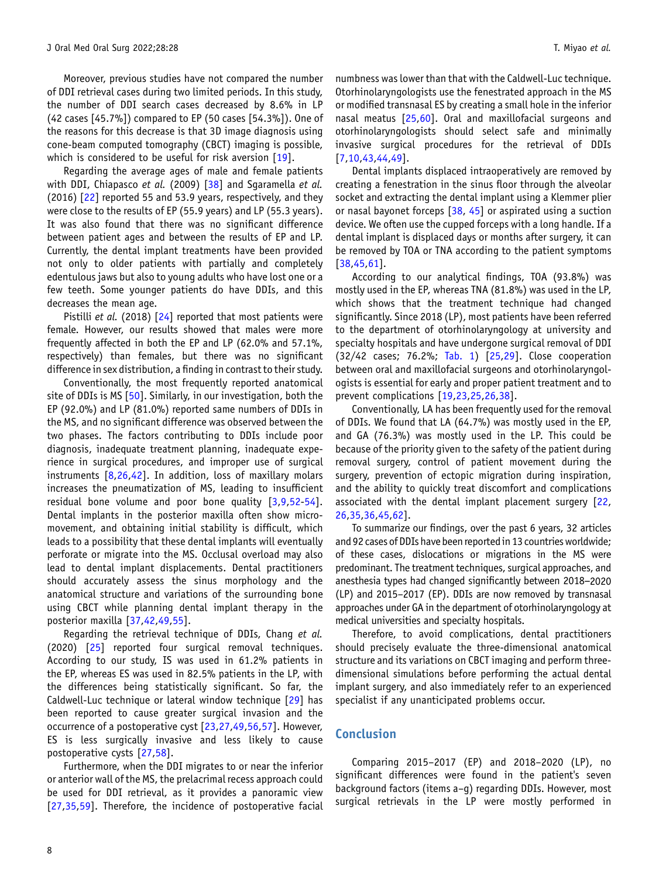Moreover, previous studies have not compared the number of DDI retrieval cases during two limited periods. In this study, the number of DDI search cases decreased by 8.6% in LP (42 cases [45.7%]) compared to EP (50 cases [54.3%]). One of the reasons for this decrease is that 3D image diagnosis using cone-beam computed tomography (CBCT) imaging is possible, which is considered to be useful for risk aversion [19].

Regarding the average ages of male and female patients with DDI, Chiapasco *et al.* (2009) [38] and Sgaramella *et al.* (2016) [22] reported 55 and 53.9 years, respectively, and they were close to the results of EP (55.9 years) and LP (55.3 years). It was also found that there was no significant difference between patient ages and between the results of EP and LP. Currently, the dental implant treatments have been provided not only to older patients with partially and completely edentulous jaws but also to young adults who have lost one or a few teeth. Some younger patients do have DDIs, and this decreases the mean age.

Pistilli *et al.* (2018) [24] reported that most patients were female. However, our results showed that males were more frequently affected in both the EP and LP (62.0% and 57.1%, respectively) than females, but there was no significant difference in sex distribution, a finding in contrast to their study.

Conventionally, the most frequently reported anatomical site of DDIs is MS [50]. Similarly, in our investigation, both the EP (92.0%) and LP (81.0%) reported same numbers of DDIs in the MS, and no significant difference was observed between the two phases. The factors contributing to DDIs include poor diagnosis, inadequate treatment planning, inadequate experience in surgical procedures, and improper use of surgical instruments [8,26,42]. In addition, loss of maxillary molars increases the pneumatization of MS, leading to insufficient residual bone volume and poor bone quality [3,9,52-54]. Dental implants in the posterior maxilla often show micromovement, and obtaining initial stability is difficult, which leads to a possibility that these dental implants will eventually perforate or migrate into the MS. Occlusal overload may also lead to dental implant displacements. Dental practitioners should accurately assess the sinus morphology and the anatomical structure and variations of the surrounding bone using CBCT while planning dental implant therapy in the posterior maxilla [37,42,49,55].

Regarding the retrieval technique of DDIs, Chang *et al.* (2020) [25] reported four surgical removal techniques. According to our study, IS was used in 61.2% patients in the EP, whereas ES was used in 82.5% patients in the LP, with the differences being statistically significant. So far, the Caldwell-Luc technique or lateral window technique [29] has been reported to cause greater surgical invasion and the occurrence of a postoperative cyst [23,27,49,56,57]. However, ES is less surgically invasive and less likely to cause postoperative cysts [27,58].

Furthermore, when the DDI migrates to or near the inferior or anterior wall of the MS, the prelacrimal recess approach could be used for DDI retrieval, as it provides a panoramic view [27,35,59]. Therefore, the incidence of postoperative facial numbness was lower than that with the Caldwell-Luc technique. Otorhinolaryngologists use the fenestrated approach in the MS or modified transnasal ES by creating a small hole in the inferior nasal meatus [25,60]. Oral and maxillofacial surgeons and otorhinolaryngologists should select safe and minimally invasive surgical procedures for the retrieval of DDIs [7,10,43,44,49].

Dental implants displaced intraoperatively are removed by creating a fenestration in the sinus floor through the alveolar socket and extracting the dental implant using a Klemmer plier or nasal bayonet forceps [38, 45] or aspirated using a suction device. We often use the cupped forceps with a long handle. If a dental implant is displaced days or months after surgery, it can be removed by TOA or TNA according to the patient symptoms [38,45,61].

According to our analytical findings, TOA (93.8%) was mostly used in the EP, whereas TNA (81.8%) was used in the LP, which shows that the treatment technique had changed significantly. Since 2018 (LP), most patients have been referred to the department of otorhinolaryngology at university and specialty hospitals and have undergone surgical removal of DDI (32/42 cases; 76.2%; Tab. 1) [25,29]. Close cooperation between oral and maxillofacial surgeons and otorhinolaryngologists is essential for early and proper patient treatment and to prevent complications [19,23,25,26,38].

Conventionally, LA has been frequently used for the removal of DDIs. We found that LA (64.7%) was mostly used in the EP, and GA (76.3%) was mostly used in the LP. This could be because of the priority given to the safety of the patient during removal surgery, control of patient movement during the surgery, prevention of ectopic migration during inspiration, and the ability to quickly treat discomfort and complications associated with the dental implant placement surgery [22, 26,35,36,45,62].

To summarize our findings, over the past 6 years, 32 articles and 92 cases of DDIs have been reported in 13 countries worldwide; of these cases, dislocations or migrations in the MS were predominant. The treatment techniques, surgical approaches, and anesthesia types had changed significantly between 2018–2020 (LP) and 2015–2017 (EP). DDIs are now removed by transnasal approaches under GA in the department of otorhinolaryngology at medical universities and specialty hospitals.

Therefore, to avoid complications, dental practitioners should precisely evaluate the three-dimensional anatomical structure and its variations on CBCT imaging and perform three-dimensional simulations before performing the actual dental implant surgery, and also immediately refer to an experienced specialist if any unanticipated problems occur.

## Conclusion

Comparing 2015–2017 (EP) and 2018–2020 (LP), no significant differences were found in the patient's seven background factors (items a–g) regarding DDIs. However, most surgical retrievals in the LP were mostly performed in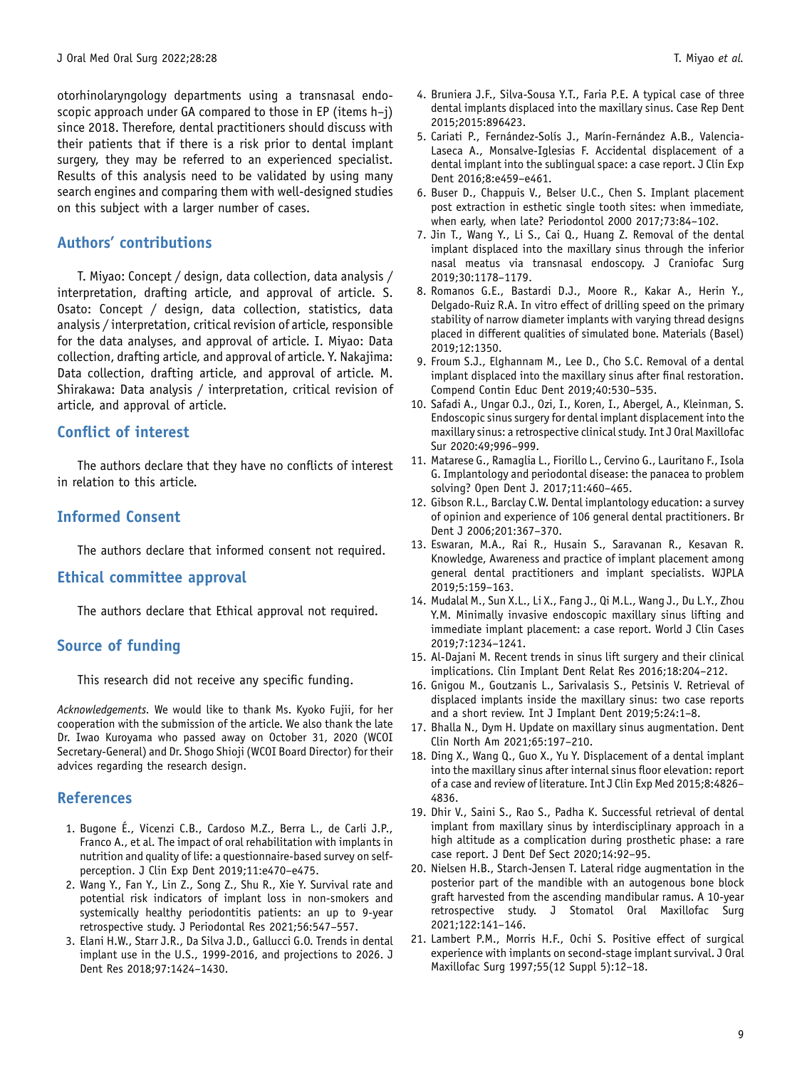otorhinolaryngology departments using a transnasal endoscopic approach under GA compared to those in EP (items h–j) since 2018. Therefore, dental practitioners should discuss with their patients that if there is a risk prior to dental implant surgery, they may be referred to an experienced specialist. Results of this analysis need to be validated by using many search engines and comparing them with well-designed studies on this subject with a larger number of cases.

## Authors' contributions

T. Miyao: Concept / design, data collection, data analysis / interpretation, drafting article, and approval of article. S. Osato: Concept / design, data collection, statistics, data analysis / interpretation, critical revision of article, responsible for the data analyses, and approval of article. I. Miyao: Data collection, drafting article, and approval of article. Y. Nakajima: Data collection, drafting article, and approval of article. M. Shirakawa: Data analysis / interpretation, critical revision of article, and approval of article.

## Conflict of interest

The authors declare that they have no conflicts of interest in relation to this article.

## Informed Consent

The authors declare that informed consent not required.

## Ethical committee approval

The authors declare that Ethical approval not required.

## Source of funding

This research did not receive any specific funding.

*Acknowledgements.* We would like to thank Ms. Kyoko Fujii, for her cooperation with the submission of the article. We also thank the late Dr. Iwao Kuroyama who passed away on October 31, 2020 (WCOI Secretary-General) and Dr. Shogo Shioji (WCOI Board Director) for their advices regarding the research design.

## References

1. Bugone É., Vicenzi C.B., Cardoso M.Z., Berra L., de Carli J.P., Franco A., et al. The impact of oral rehabilitation with implants in nutrition and quality of life: a questionnaire-based survey on self-perception. J Clin Exp Dent 2019;11:e470–e475.
2. Wang Y., Fan Y., Lin Z., Song Z., Shu R., Xie Y. Survival rate and potential risk indicators of implant loss in non-smokers and systemically healthy periodontitis patients: an up to 9-year retrospective study. J Periodontal Res 2021;56:547–557.
3. Elani H.W., Starr J.R., Da Silva J.D., Gallucci G.O. Trends in dental implant use in the U.S., 1999-2016, and projections to 2026. J Dent Res 2018;97:1424–1430.
4. Bruniera J.F., Silva-Sousa Y.T., Faria P.E. A typical case of three dental implants displaced into the maxillary sinus. Case Rep Dent 2015;2015:896423.
5. Cariati P., Fernández-Solís J., Marín-Fernández A.B., Valencia-Laseca A., Monsalve-Iglesias F. Accidental displacement of a dental implant into the sublingual space: a case report. J Clin Exp Dent 2016;8:e459–e461.
6. Buser D., Chappuis V., Belser U.C., Chen S. Implant placement post extraction in esthetic single tooth sites: when immediate, when early, when late? Periodontol 2000 2017;73:84–102.
7. Jin T., Wang Y., Li S., Cai Q., Huang Z. Removal of the dental implant displaced into the maxillary sinus through the inferior nasal meatus via transnasal endoscopy. J Craniofac Surg 2019;30:1178–1179.
8. Romanos G.E., Bastardi D.J., Moore R., Kakar A., Herin Y., Delgado-Ruiz R.A. In vitro effect of drilling speed on the primary stability of narrow diameter implants with varying thread designs placed in different qualities of simulated bone. Materials (Basel) 2019;12:1350.
9. Froum S.J., Elghannam M., Lee D., Cho S.C. Removal of a dental implant displaced into the maxillary sinus after final restoration. Compend Contin Educ Dent 2019;40:530–535.
10. Safadi A., Ungar O.J., Ozi, I., Koren, I., Abergel, A., Kleinman, S. Endoscopic sinus surgery for dental implant displacement into the maxillary sinus: a retrospective clinical study. Int J Oral Maxillofac Sur 2020:49;996–999.
11. Matarese G., Ramaglia L., Fiorillo L., Cervino G., Lauritano F., Isola G. Implantology and periodontal disease: the panacea to problem solving? Open Dent J. 2017;11:460–465.
12. Gibson R.L., Barclay C.W. Dental implantology education: a survey of opinion and experience of 106 general dental practitioners. Br Dent J 2006;201:367–370.
13. Eswaran, M.A., Rai R., Husain S., Saravanan R., Kesavan R. Knowledge, Awareness and practice of implant placement among general dental practitioners and implant specialists. WJPLA 2019;5:159–163.
14. Mudalal M., Sun X.L., Li X., Fang J., Qi M.L., Wang J., Du L.Y., Zhou Y.M. Minimally invasive endoscopic maxillary sinus lifting and immediate implant placement: a case report. World J Clin Cases 2019;7:1234–1241.
15. Al-Dajani M. Recent trends in sinus lift surgery and their clinical implications. Clin Implant Dent Relat Res 2016;18:204–212.
16. Gnigou M., Goutzanis L., Sarivalasis S., Petsinis V. Retrieval of displaced implants inside the maxillary sinus: two case reports and a short review. Int J Implant Dent 2019;5:24:1–8.
17. Bhalla N., Dym H. Update on maxillary sinus augmentation. Dent Clin North Am 2021;65:197–210.
18. Ding X., Wang Q., Guo X., Yu Y. Displacement of a dental implant into the maxillary sinus after internal sinus floor elevation: report of a case and review of literature. Int J Clin Exp Med 2015;8:4826–4836.
19. Dhir V., Saini S., Rao S., Padha K. Successful retrieval of dental implant from maxillary sinus by interdisciplinary approach in a high altitude as a complication during prosthetic phase: a rare case report. J Dent Def Sect 2020;14:92–95.
20. Nielsen H.B., Starch-Jensen T. Lateral ridge augmentation in the posterior part of the mandible with an autogenous bone block graft harvested from the ascending mandibular ramus. A 10-year retrospective study. J Stomatol Oral Maxillofac Surg 2021;122:141–146.
21. Lambert P.M., Morris H.F., Ochi S. Positive effect of surgical experience with implants on second-stage implant survival. J Oral Maxillofac Surg 1997;55(12 Suppl 5):12–18.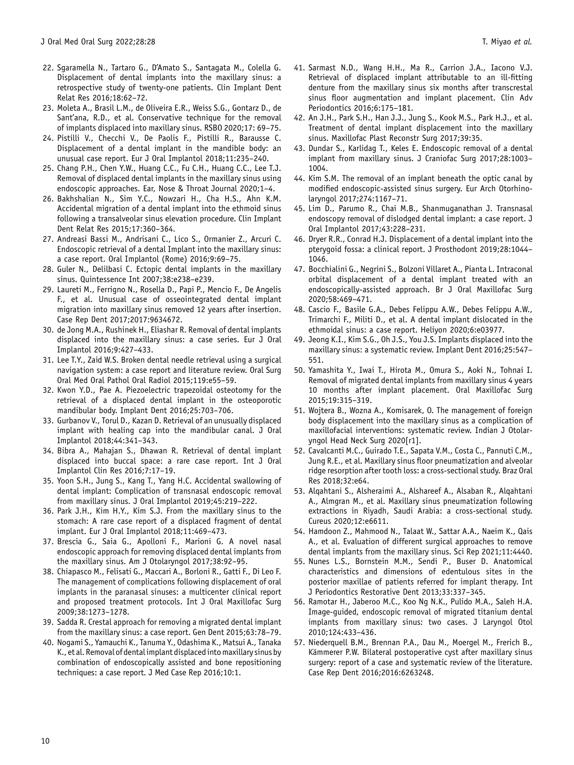22. Sgaramella N., Tartaro G., D'Amato S., Santagata M., Colella G. Displacement of dental implants into the maxillary sinus: a retrospective study of twenty-one patients. Clin Implant Dent Relat Res 2016;18:62–72.
23. Moleta A., Brasil L.M., de Oliveira E.R., Weiss S.G., Gontarz D., de Sant'ana, R.D., et al. Conservative technique for the removal of implants displaced into maxillary sinus. RSBO 2020;17: 69–75.
24. Pistilli V., Checchi V., De Paolis F., Pistilli R., Barausse C. Displacement of a dental implant in the mandible body: an unusual case report. Eur J Oral Implantol 2018;11:235–240.
25. Chang P.H., Chen Y.W., Huang C.C., Fu C.H., Huang C.C., Lee T.J. Removal of displaced dental implants in the maxillary sinus using endoscopic approaches. Ear, Nose & Throat Journal 2020;1–4.
26. Bakhshalian N., Sim Y.C., Nowzari H., Cha H.S., Ahn K.M. Accidental migration of a dental implant into the ethmoid sinus following a transalveolar sinus elevation procedure. Clin Implant Dent Relat Res 2015;17:360–364.
27. Andreasi Bassi M., Andrisani C., Lico S., Ormanier Z., Arcuri C. Endoscopic retrieval of a dental Implant into the maxillary sinus: a case report. Oral Implantol (Rome) 2016;9:69–75.
28. Guler N., Delilbasi C. Ectopic dental implants in the maxillary sinus. Quintessence Int 2007;38:e238–e239.
29. Laureti M., Ferrigno N., Rosella D., Papi P., Mencio F., De Angelis F., et al. Unusual case of osseointegrated dental implant migration into maxillary sinus removed 12 years after insertion. Case Rep Dent 2017;2017:9634672.
30. de Jong M.A., Rushinek H., Eliashar R. Removal of dental implants displaced into the maxillary sinus: a case series. Eur J Oral Implantol 2016;9:427–433.
31. Lee T.Y., Zaid W.S. Broken dental needle retrieval using a surgical navigation system: a case report and literature review. Oral Surg Oral Med Oral Pathol Oral Radiol 2015;119:e55–59.
32. Kwon Y.D., Pae A. Piezoelectric trapezoidal osteotomy for the retrieval of a displaced dental implant in the osteoporotic mandibular body. Implant Dent 2016;25:703–706.
33. Gurbanov V., Torul D., Kazan D. Retrieval of an unusually displaced implant with healing cap into the mandibular canal. J Oral Implantol 2018;44:341–343.
34. Bibra A., Mahajan S., Dhawan R. Retrieval of dental implant displaced into buccal space: a rare case report. Int J Oral Implantol Clin Res 2016;7:17–19.
35. Yoon S.H., Jung S., Kang T., Yang H.C. Accidental swallowing of dental implant: Complication of transnasal endoscopic removal from maxillary sinus. J Oral Implantol 2019;45:219–222.
36. Park J.H., Kim H.Y., Kim S.J. From the maxillary sinus to the stomach: A rare case report of a displaced fragment of dental implant. Eur J Oral Implantol 2018;11:469–473.
37. Brescia G., Saia G., Apolloni F., Marioni G. A novel nasal endoscopic approach for removing displaced dental implants from the maxillary sinus. Am J Otolaryngol 2017;38:92–95.
38. Chiapasco M., Felisati G., Maccari A., Borloni R., Gatti F., Di Leo F. The management of complications following displacement of oral implants in the paranasal sinuses: a multicenter clinical report and proposed treatment protocols. Int J Oral Maxillofac Surg 2009;38:1273–1278.
39. Sadda R. Crestal approach for removing a migrated dental implant from the maxillary sinus: a case report. Gen Dent 2015;63:78–79.
40. Nogami S., Yamauchi K., Tanuma Y., Odashima K., Matsui A., Tanaka K., et al. Removal of dental implant displaced into maxillary sinus by combination of endoscopically assisted and bone repositioning techniques: a case report. J Med Case Rep 2016;10:1.
41. Sarmast N.D., Wang H.H., Ma R., Carrion J.A., Iacono V.J. Retrieval of displaced implant attributable to an ill-fitting denture from the maxillary sinus six months after transcrestal sinus floor augmentation and implant placement. Clin Adv Periodontics 2016;6:175–181.
42. An J.H., Park S.H., Han J.J., Jung S., Kook M.S., Park H.J., et al. Treatment of dental implant displacement into the maxillary sinus. Maxillofac Plast Reconstr Surg 2017;39:35.
43. Dundar S., Karlidag T., Keles E. Endoscopic removal of a dental implant from maxillary sinus. J Craniofac Surg 2017;28:1003–1004.
44. Kim S.M. The removal of an implant beneath the optic canal by modified endoscopic-assisted sinus surgery. Eur Arch Otorhinolaryngol 2017;274:1167–71.
45. Lim D., Parumo R., Chai M.B., Shanmuganathan J. Transnasal endoscopy removal of dislodged dental implant: a case report. J Oral Implantol 2017;43:228–231.
46. Dryer R.R., Conrad H.J. Displacement of a dental implant into the pterygoid fossa: a clinical report. J Prosthodont 2019;28:1044–1046.
47. Bocchialini G., Negrini S., Bolzoni Villaret A., Pianta L. Intraconal orbital displacement of a dental implant treated with an endoscopically-assisted approach. Br J Oral Maxillofac Surg 2020;58:469–471.
48. Cascio F., Basile G.A., Debes Felippu A.W., Debes Felippu A.W., Trimarchi F., Militi D., et al. A dental implant dislocated in the ethmoidal sinus: a case report. Heliyon 2020;6:e03977.
49. Jeong K.I., Kim S.G., Oh J.S., You J.S. Implants displaced into the maxillary sinus: a systematic review. Implant Dent 2016;25:547–551.
50. Yamashita Y., Iwai T., Hirota M., Omura S., Aoki N., Tohnai I. Removal of migrated dental implants from maxillary sinus 4 years 10 months after implant placement. Oral Maxillofac Surg 2015;19:315–319.
51. Wojtera B., Wozna A., Komisarek, O. The management of foreign body displacement into the maxillary sinus as a complication of maxillofacial interventions: systematic review. Indian J Otolaryngol Head Neck Surg 2020[r1].
52. Cavalcanti M.C., Guirado T.E., Sapata V.M., Costa C., Pannuti C.M., Jung R.E., et al. Maxillary sinus floor pneumatization and alveolar ridge resorption after tooth loss: a cross-sectional study. Braz Oral Res 2018;32:e64.
53. Alqahtani S., Alsheraimi A., Alshareef A., Alsaban R., Alqahtani A., Almgran M., et al. Maxillary sinus pneumatization following extractions in Riyadh, Saudi Arabia: a cross-sectional study. Cureus 2020;12:e6611.
54. Hamdoon Z., Mahmood N., Talaat W., Sattar A.A., Naeim K., Qais A., et al. Evaluation of different surgical approaches to remove dental implants from the maxillary sinus. Sci Rep 2021;11:4440.
55. Nunes L.S., Bornstein M.M., Sendi P., Buser D. Anatomical characteristics and dimensions of edentulous sites in the posterior maxillae of patients referred for implant therapy. Int J Periodontics Restorative Dent 2013;33:337–345.
56. Ramotar H., Jaberoo M.C., Koo Ng N.K., Pulido M.A., Saleh H.A. Image-guided, endoscopic removal of migrated titanium dental implants from maxillary sinus: two cases. J Laryngol Otol 2010;124:433–436.
57. Niederquell B.M., Brennan P.A., Dau M., Moergel M., Frerich B., Kämmerer P.W. Bilateral postoperative cyst after maxillary sinus surgery: report of a case and systematic review of the literature. Case Rep Dent 2016;2016:6263248.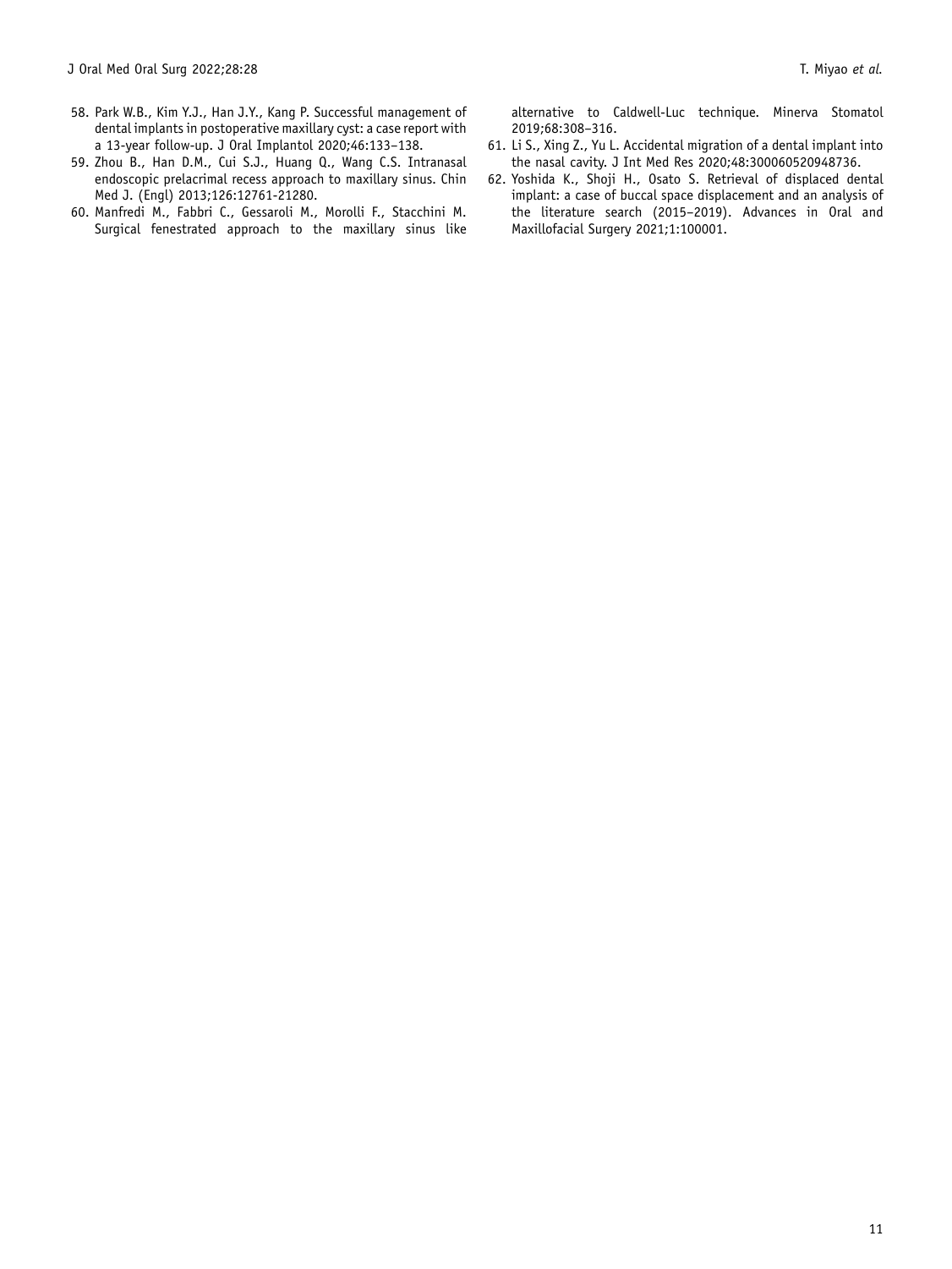58. Park W.B., Kim Y.J., Han J.Y., Kang P. Successful management of dental implants in postoperative maxillary cyst: a case report with a 13-year follow-up. J Oral Implantol 2020;46:133–138.
59. Zhou B., Han D.M., Cui S.J., Huang Q., Wang C.S. Intranasal endoscopic prelacrimal recess approach to maxillary sinus. Chin Med J. (Engl) 2013;126:12761-21280.
60. Manfredi M., Fabbri C., Gessaroli M., Morolli F., Stacchini M. Surgical fenestrated approach to the maxillary sinus like alternative to Caldwell-Luc technique. Minerva Stomatol 2019;68:308–316.
61. Li S., Xing Z., Yu L. Accidental migration of a dental implant into the nasal cavity. J Int Med Res 2020;48:300060520948736.
62. Yoshida K., Shoji H., Osato S. Retrieval of displaced dental implant: a case of buccal space displacement and an analysis of the literature search (2015–2019). Advances in Oral and Maxillofacial Surgery 2021;1:100001.